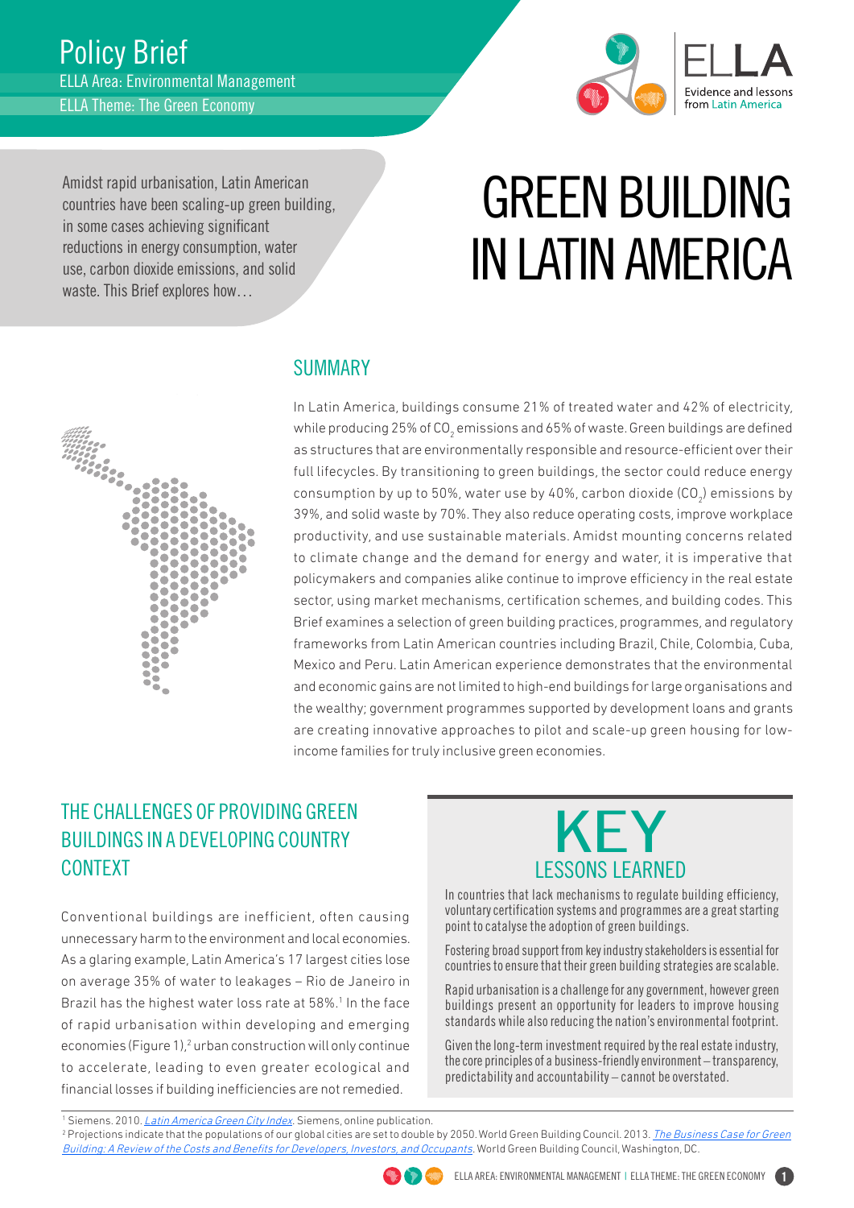Policy Brief

ELLA Area: Environmental Management

ELLA Theme: The Green Economy

Amidst rapid urbanisation, Latin American countries have been scaling-up green building, in some cases achieving significant reductions in energy consumption, water use, carbon dioxide emissions, and solid waste. This Brief explores how…

# GREEN BUILDING IN LATIN AMERICA

## SUMMARY

In Latin America, buildings consume 21% of treated water and 42% of electricity, while producing 25% of $CO_2$ emissions and 65% of waste. Green buildings are defined as structures that are environmentally responsible and resource-efficient over their full lifecycles. By transitioning to green buildings, the sector could reduce energy consumption by up to 50%, water use by 40%, carbon dioxide ($CO_2$) emissions by 39%, and solid waste by 70%. They also reduce operating costs, improve workplace productivity, and use sustainable materials. Amidst mounting concerns related to climate change and the demand for energy and water, it is imperative that policymakers and companies alike continue to improve efficiency in the real estate sector, using market mechanisms, certification schemes, and building codes. This Brief examines a selection of green building practices, programmes, and regulatory frameworks from Latin American countries including Brazil, Chile, Colombia, Cuba, Mexico and Peru. Latin American experience demonstrates that the environmental and economic gains are not limited to high-end buildings for large organisations and the wealthy; government programmes supported by development loans and grants are creating innovative approaches to pilot and scale-up green housing for low-income families for truly inclusive green economies.

## THE CHALLENGES OF PROVIDING GREEN BUILDINGS IN A DEVELOPING COUNTRY CONTEXT

Conventional buildings are inefficient, often causing unnecessary harm to the environment and local economies. As a glaring example, Latin America's 17 largest cities lose on average 35% of water to leakages – Rio de Janeiro in Brazil has the highest water loss rate at 58%.[1] In the face of rapid urbanisation within developing and emerging economies (Figure 1),[2] urban construction will only continue to accelerate, leading to even greater ecological and financial losses if building inefficiencies are not remedied.

## KEY LESSONS LEARNED

In countries that lack mechanisms to regulate building efficiency, voluntary certification systems and programmes are a great starting point to catalyse the adoption of green buildings.

Fostering broad support from key industry stakeholders is essential for countries to ensure that their green building strategies are scalable.

Rapid urbanisation is a challenge for any government, however green buildings present an opportunity for leaders to improve housing standards while also reducing the nation's environmental footprint.

Given the long-term investment required by the real estate industry, the core principles of a business-friendly environment – transparency, predictability and accountability – cannot be overstated.

---

[1] Siemens. 2010. *Latin America Green City Index*. Siemens, online publication.

[2] Projections indicate that the populations of our global cities are set to double by 2050. World Green Building Council. 2013. *The Business Case for Green Building: A Review of the Costs and Benefits for Developers, Investors, and Occupants*. World Green Building Council, Washington, DC.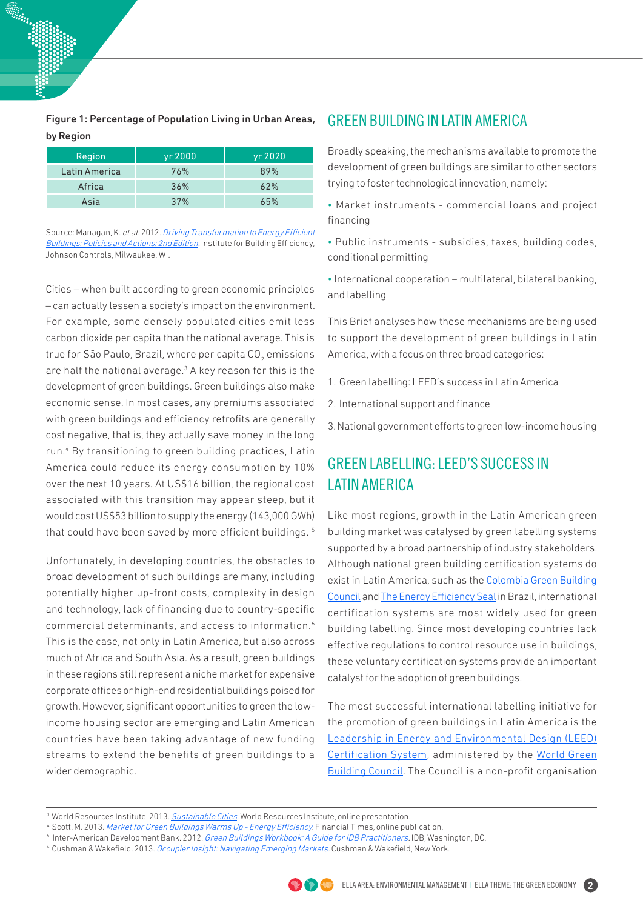**Figure 1: Percentage of Population Living in Urban Areas, by Region**

| Region | yr 2000 | yr 2020 |
|---|---|---|
| Latin America | 76% | 89% |
| Africa | 36% | 62% |
| Asia | 37% | 65% |

Source: Managan, K. *et al.* 2012. *Driving Transformation to Energy Efficient Buildings: Policies and Actions: 2nd Edition*. Institute for Building Efficiency, Johnson Controls, Milwaukee, WI.

Cities – when built according to green economic principles – can actually lessen a society's impact on the environment. For example, some densely populated cities emit less carbon dioxide per capita than the national average. This is true for São Paulo, Brazil, where per capita $CO_2$ emissions are half the national average.[3] A key reason for this is the development of green buildings. Green buildings also make economic sense. In most cases, any premiums associated with green buildings and efficiency retrofits are generally cost negative, that is, they actually save money in the long run.[4] By transitioning to green building practices, Latin America could reduce its energy consumption by 10% over the next 10 years. At US$16 billion, the regional cost associated with this transition may appear steep, but it would cost US$53 billion to supply the energy (143,000 GWh) that could have been saved by more efficient buildings.[5]

Unfortunately, in developing countries, the obstacles to broad development of such buildings are many, including potentially higher up-front costs, complexity in design and technology, lack of financing due to country-specific commercial determinants, and access to information.[6] This is the case, not only in Latin America, but also across much of Africa and South Asia. As a result, green buildings in these regions still represent a niche market for expensive corporate offices or high-end residential buildings poised for growth. However, significant opportunities to green the low-income housing sector are emerging and Latin American countries have been taking advantage of new funding streams to extend the benefits of green buildings to a wider demographic.

## GREEN BUILDING IN LATIN AMERICA

Broadly speaking, the mechanisms available to promote the development of green buildings are similar to other sectors trying to foster technological innovation, namely:

- Market instruments - commercial loans and project financing
- Public instruments - subsidies, taxes, building codes, conditional permitting
- International cooperation – multilateral, bilateral banking, and labelling

This Brief analyses how these mechanisms are being used to support the development of green buildings in Latin America, with a focus on three broad categories:

1. Green labelling: LEED's success in Latin America
2. International support and finance
3. National government efforts to green low-income housing

## GREEN LABELLING: LEED'S SUCCESS IN LATIN AMERICA

Like most regions, growth in the Latin American green building market was catalysed by green labelling systems supported by a broad partnership of industry stakeholders. Although national green building certification systems do exist in Latin America, such as the Colombia Green Building Council and The Energy Efficiency Seal in Brazil, international certification systems are most widely used for green building labelling. Since most developing countries lack effective regulations to control resource use in buildings, these voluntary certification systems provide an important catalyst for the adoption of green buildings.

The most successful international labelling initiative for the promotion of green buildings in Latin America is the Leadership in Energy and Environmental Design (LEED) Certification System, administered by the World Green Building Council. The Council is a non-profit organisation

---

[3] World Resources Institute. 2013. *Sustainable Cities*. World Resources Institute, online presentation.
[4] Scott, M. 2013. *Market for Green Buildings Warms Up - Energy Efficiency*. Financial Times, online publication.
[5] Inter-American Development Bank. 2012. *Green Buildings Workbook: A Guide for IDB Practitioners*. IDB, Washington, DC.
[6] Cushman & Wakefield. 2013. *Occupier Insight: Navigating Emerging Markets*. Cushman & Wakefield, New York.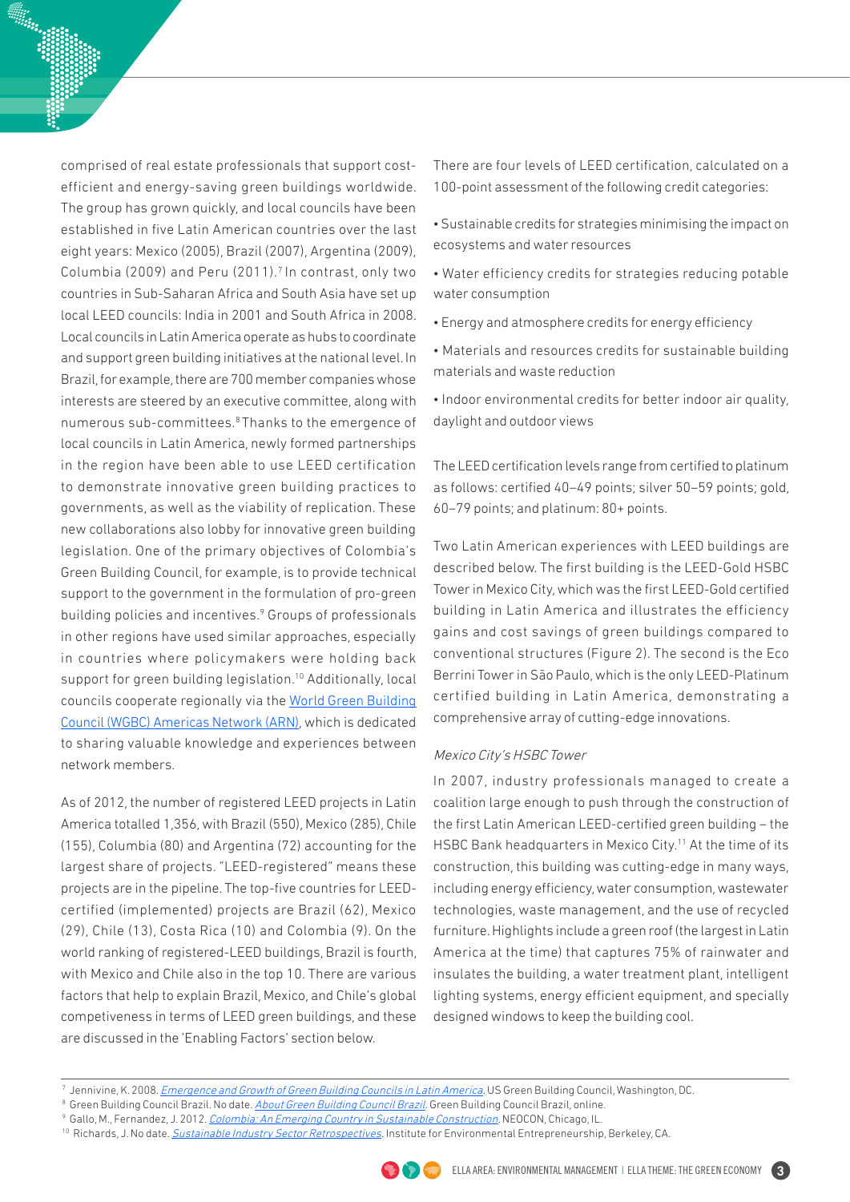comprised of real estate professionals that support cost-efficient and energy-saving green buildings worldwide. The group has grown quickly, and local councils have been established in five Latin American countries over the last eight years: Mexico (2005), Brazil (2007), Argentina (2009), Columbia (2009) and Peru (2011).[7] In contrast, only two countries in Sub-Saharan Africa and South Asia have set up local LEED councils: India in 2001 and South Africa in 2008. Local councils in Latin America operate as hubs to coordinate and support green building initiatives at the national level. In Brazil, for example, there are 700 member companies whose interests are steered by an executive committee, along with numerous sub-committees.[8] Thanks to the emergence of local councils in Latin America, newly formed partnerships in the region have been able to use LEED certification to demonstrate innovative green building practices to governments, as well as the viability of replication. These new collaborations also lobby for innovative green building legislation. One of the primary objectives of Colombia's Green Building Council, for example, is to provide technical support to the government in the formulation of pro-green building policies and incentives.[9] Groups of professionals in other regions have used similar approaches, especially in countries where policymakers were holding back support for green building legislation.[10] Additionally, local councils cooperate regionally via the World Green Building Council (WGBC) Americas Network (ARN), which is dedicated to sharing valuable knowledge and experiences between network members.

As of 2012, the number of registered LEED projects in Latin America totalled 1,356, with Brazil (550), Mexico (285), Chile (155), Columbia (80) and Argentina (72) accounting for the largest share of projects. "LEED-registered" means these projects are in the pipeline. The top-five countries for LEED-certified (implemented) projects are Brazil (62), Mexico (29), Chile (13), Costa Rica (10) and Colombia (9). On the world ranking of registered-LEED buildings, Brazil is fourth, with Mexico and Chile also in the top 10. There are various factors that help to explain Brazil, Mexico, and Chile's global competiveness in terms of LEED green buildings, and these are discussed in the 'Enabling Factors' section below.

There are four levels of LEED certification, calculated on a 100-point assessment of the following credit categories:

- Sustainable credits for strategies minimising the impact on ecosystems and water resources
- Water efficiency credits for strategies reducing potable water consumption
- Energy and atmosphere credits for energy efficiency
- Materials and resources credits for sustainable building materials and waste reduction
- Indoor environmental credits for better indoor air quality, daylight and outdoor views

The LEED certification levels range from certified to platinum as follows: certified 40–49 points; silver 50–59 points; gold, 60–79 points; and platinum: 80+ points.

Two Latin American experiences with LEED buildings are described below. The first building is the LEED-Gold HSBC Tower in Mexico City, which was the first LEED-Gold certified building in Latin America and illustrates the efficiency gains and cost savings of green buildings compared to conventional structures (Figure 2). The second is the Eco Berrini Tower in São Paulo, which is the only LEED-Platinum certified building in Latin America, demonstrating a comprehensive array of cutting-edge innovations.

*Mexico City's HSBC Tower*

In 2007, industry professionals managed to create a coalition large enough to push through the construction of the first Latin American LEED-certified green building – the HSBC Bank headquarters in Mexico City.[11] At the time of its construction, this building was cutting-edge in many ways, including energy efficiency, water consumption, wastewater technologies, waste management, and the use of recycled furniture. Highlights include a green roof (the largest in Latin America at the time) that captures 75% of rainwater and insulates the building, a water treatment plant, intelligent lighting systems, energy efficient equipment, and specially designed windows to keep the building cool.

---

[7] Jennivine, K. 2008. *Emergence and Growth of Green Building Councils in Latin America*. US Green Building Council, Washington, DC.

[8] Green Building Council Brazil. No date. *About Green Building Council Brazil*. Green Building Council Brazil, online.

[9] Gallo, M., Fernandez, J. 2012. *Colombia: An Emerging Country in Sustainable Construction*. NEOCON, Chicago, IL.

[10] Richards, J. No date. *Sustainable Industry Sector Retrospectives*. Institute for Environmental Entrepreneurship, Berkeley, CA.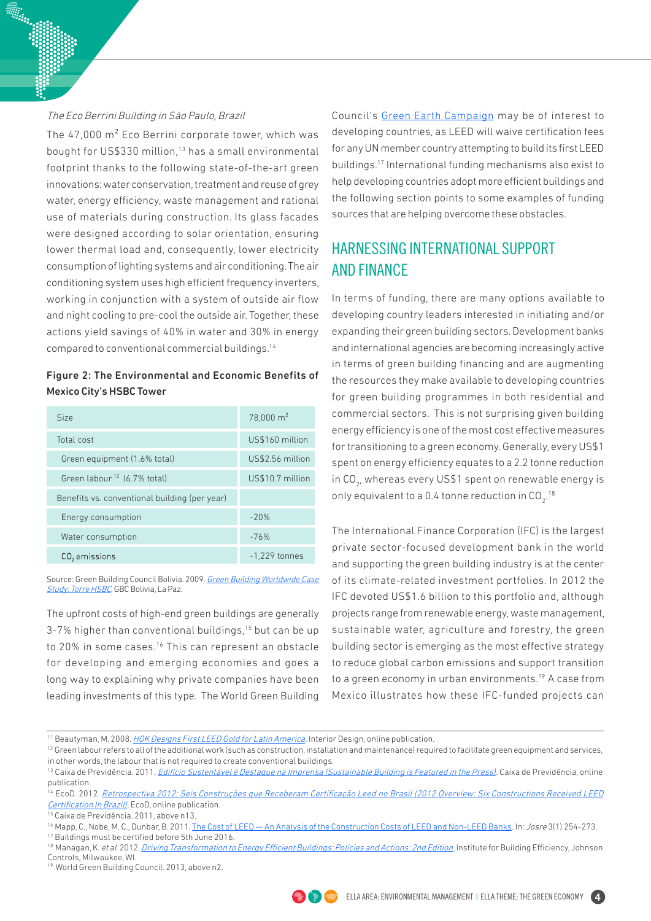*The Eco Berrini Building in São Paulo, Brazil*

The 47,000 $m^2$ Eco Berrini corporate tower, which was bought for US$330 million,[13] has a small environmental footprint thanks to the following state-of-the-art green innovations: water conservation, treatment and reuse of grey water, energy efficiency, waste management and rational use of materials during construction. Its glass facades were designed according to solar orientation, ensuring lower thermal load and, consequently, lower electricity consumption of lighting systems and air conditioning. The air conditioning system uses high efficient frequency inverters, working in conjunction with a system of outside air flow and night cooling to pre-cool the outside air. Together, these actions yield savings of 40% in water and 30% in energy compared to conventional commercial buildings.[14]

**Figure 2: The Environmental and Economic Benefits of Mexico City's HSBC Tower**

| Size | 78,000 $m^2$ |
|---|---|
| Total cost | US$160 million |
| Green equipment (1.6% total) | US$2.56 million |
| Green labour [12] (6.7% total) | US$10.7 million |
| Benefits vs. conventional building (per year) | |
| Energy consumption | -20% |
| Water consumption | -76% |
| $CO_2$ emissions | -1,229 tonnes |

Source: Green Building Council Bolivia. 2009. *Green Building Worldwide Case Study: Torre HSBC*. GBC Bolivia, La Paz.

The upfront costs of high-end green buildings are generally 3-7% higher than conventional buildings,[15] but can be up to 20% in some cases.[16] This can represent an obstacle for developing and emerging economies and goes a long way to explaining why private companies have been leading investments of this type. The World Green Building Council's Green Earth Campaign may be of interest to developing countries, as LEED will waive certification fees for any UN member country attempting to build its first LEED buildings.[17] International funding mechanisms also exist to help developing countries adopt more efficient buildings and the following section points to some examples of funding sources that are helping overcome these obstacles.

## HARNESSING INTERNATIONAL SUPPORT AND FINANCE

In terms of funding, there are many options available to developing country leaders interested in initiating and/or expanding their green building sectors. Development banks and international agencies are becoming increasingly active in terms of green building financing and are augmenting the resources they make available to developing countries for green building programmes in both residential and commercial sectors. This is not surprising given building energy efficiency is one of the most cost effective measures for transitioning to a green economy. Generally, every US$1 spent on energy efficiency equates to a 2.2 tonne reduction in $CO_2$, whereas every US$1 spent on renewable energy is only equivalent to a 0.4 tonne reduction in $CO_2$.[18]

The International Finance Corporation (IFC) is the largest private sector-focused development bank in the world and supporting the green building industry is at the center of its climate-related investment portfolios. In 2012 the IFC devoted US$1.6 billion to this portfolio and, although projects range from renewable energy, waste management, sustainable water, agriculture and forestry, the green building sector is emerging as the most effective strategy to reduce global carbon emissions and support transition to a green economy in urban environments.[19] A case from Mexico illustrates how these IFC-funded projects can

---

[11] Beautyman, M. 2008. *HOK Designs First LEED Gold for Latin America*. Interior Design, online publication.

[12] Green labour refers to all of the additional work (such as construction, installation and maintenance) required to facilitate green equipment and services, in other words, the labour that is not required to create conventional buildings.

[13] Caixa de Previdência. 2011. *Edifício Sustentável é Destaque na Imprensa (Sustainable Building is Featured in the Press)*. Caixa de Previdência, online publication.

[14] EcoD. 2012. *Retrospectiva 2012: Seis Construções que Receberam Certificação Leed no Brasil (2012 Overview: Six Constructions Received LEED Certification In Brazil)*. EcoD, online publication.

[15] Caixa de Previdência. 2011, above n13.

[16] Mapp, C., Nobe, M. C., Dunbar, B. 2011. The Cost of LEED — An Analysis of the Construction Costs of LEED and Non-LEED Banks. In: *Josre* 3(1) 254-273.

[17] Buildings must be certified before 5th June 2016.

[18] Managan, K. *et al.* 2012. *Driving Transformation to Energy Efficient Buildings: Policies and Actions: 2nd Edition*. Institute for Building Efficiency, Johnson Controls, Milwaukee, WI.

[19] World Green Building Council. 2013, above n2.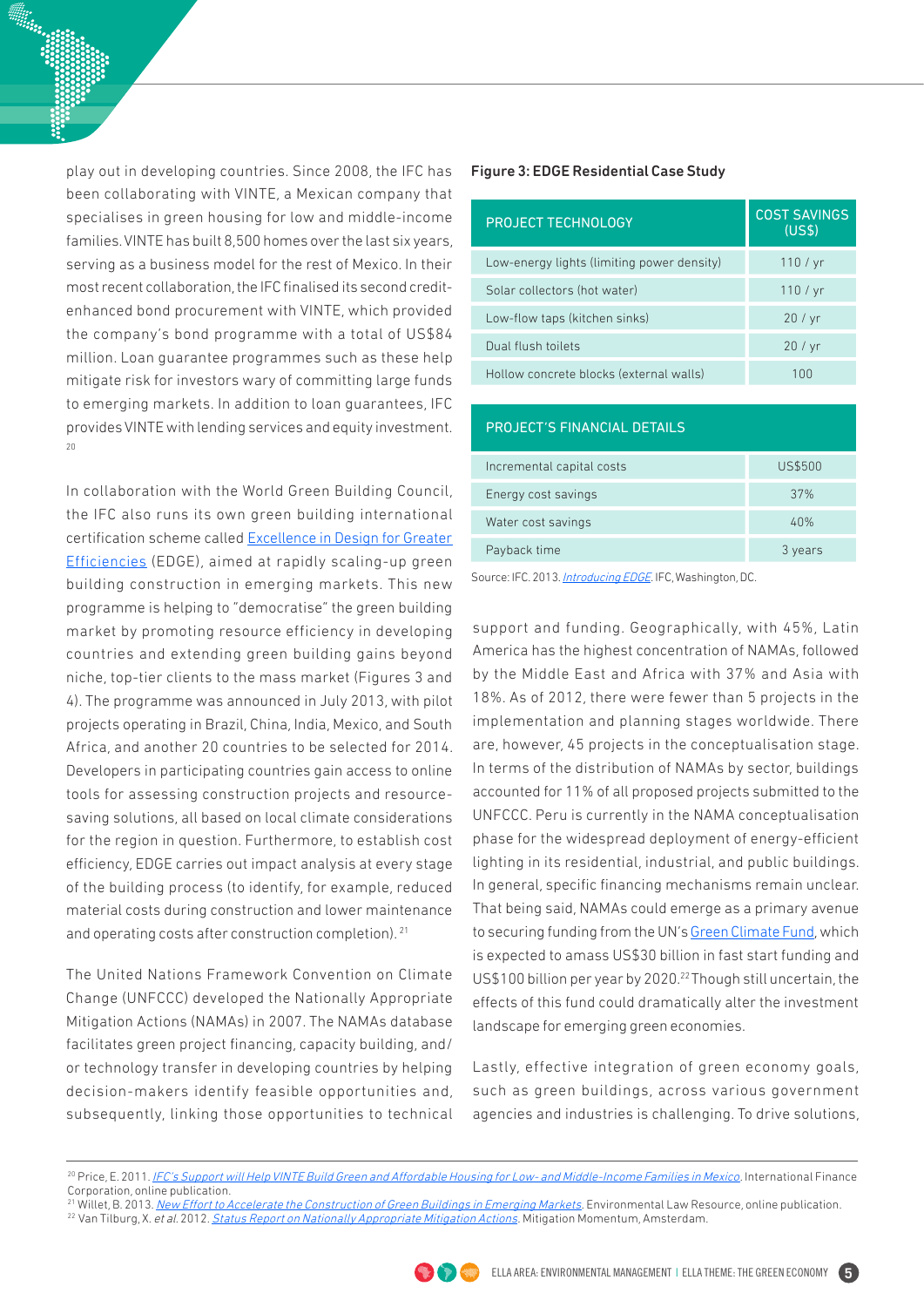play out in developing countries. Since 2008, the IFC has been collaborating with VINTE, a Mexican company that specialises in green housing for low and middle-income families. VINTE has built 8,500 homes over the last six years, serving as a business model for the rest of Mexico. In their most recent collaboration, the IFC finalised its second credit-enhanced bond procurement with VINTE, which provided the company's bond programme with a total of US$84 million. Loan guarantee programmes such as these help mitigate risk for investors wary of committing large funds to emerging markets. In addition to loan guarantees, IFC provides VINTE with lending services and equity investment.[20]

In collaboration with the World Green Building Council, the IFC also runs its own green building international certification scheme called Excellence in Design for Greater Efficiencies (EDGE), aimed at rapidly scaling-up green building construction in emerging markets. This new programme is helping to "democratise" the green building market by promoting resource efficiency in developing countries and extending green building gains beyond niche, top-tier clients to the mass market (Figures 3 and 4). The programme was announced in July 2013, with pilot projects operating in Brazil, China, India, Mexico, and South Africa, and another 20 countries to be selected for 2014. Developers in participating countries gain access to online tools for assessing construction projects and resource-saving solutions, all based on local climate considerations for the region in question. Furthermore, to establish cost efficiency, EDGE carries out impact analysis at every stage of the building process (to identify, for example, reduced material costs during construction and lower maintenance and operating costs after construction completion).[21]

**Figure 3: EDGE Residential Case Study**

| PROJECT TECHNOLOGY | COST SAVINGS (US$) |
|---|---|
| Low-energy lights (limiting power density) | 110 / yr |
| Solar collectors (hot water) | 110 / yr |
| Low-flow taps (kitchen sinks) | 20 / yr |
| Dual flush toilets | 20 / yr |
| Hollow concrete blocks (external walls) | 100 |

| PROJECT'S FINANCIAL DETAILS | |
|---|---|
| Incremental capital costs | US$500 |
| Energy cost savings | 37% |
| Water cost savings | 40% |
| Payback time | 3 years |

Source: IFC. 2013. *Introducing EDGE*. IFC, Washington, DC.

The United Nations Framework Convention on Climate Change (UNFCCC) developed the Nationally Appropriate Mitigation Actions (NAMAs) in 2007. The NAMAs database facilitates green project financing, capacity building, and/or technology transfer in developing countries by helping decision-makers identify feasible opportunities and, subsequently, linking those opportunities to technical support and funding. Geographically, with 45%, Latin America has the highest concentration of NAMAs, followed by the Middle East and Africa with 37% and Asia with 18%. As of 2012, there were fewer than 5 projects in the implementation and planning stages worldwide. There are, however, 45 projects in the conceptualisation stage. In terms of the distribution of NAMAs by sector, buildings accounted for 11% of all proposed projects submitted to the UNFCCC. Peru is currently in the NAMA conceptualisation phase for the widespread deployment of energy-efficient lighting in its residential, industrial, and public buildings. In general, specific financing mechanisms remain unclear. That being said, NAMAs could emerge as a primary avenue to securing funding from the UN's Green Climate Fund, which is expected to amass US$30 billion in fast start funding and US$100 billion per year by 2020.[22] Though still uncertain, the effects of this fund could dramatically alter the investment landscape for emerging green economies.

Lastly, effective integration of green economy goals, such as green buildings, across various government agencies and industries is challenging. To drive solutions,

---

[20] Price, E. 2011. *IFC's Support will Help VINTE Build Green and Affordable Housing for Low- and Middle-Income Families in Mexico*. International Finance Corporation, online publication.
[21] Willet, B. 2013. *New Effort to Accelerate the Construction of Green Buildings in Emerging Markets*. Environmental Law Resource, online publication.
[22] Van Tilburg, X. *et al.* 2012. *Status Report on Nationally Appropriate Mitigation Actions*. Mitigation Momentum, Amsterdam.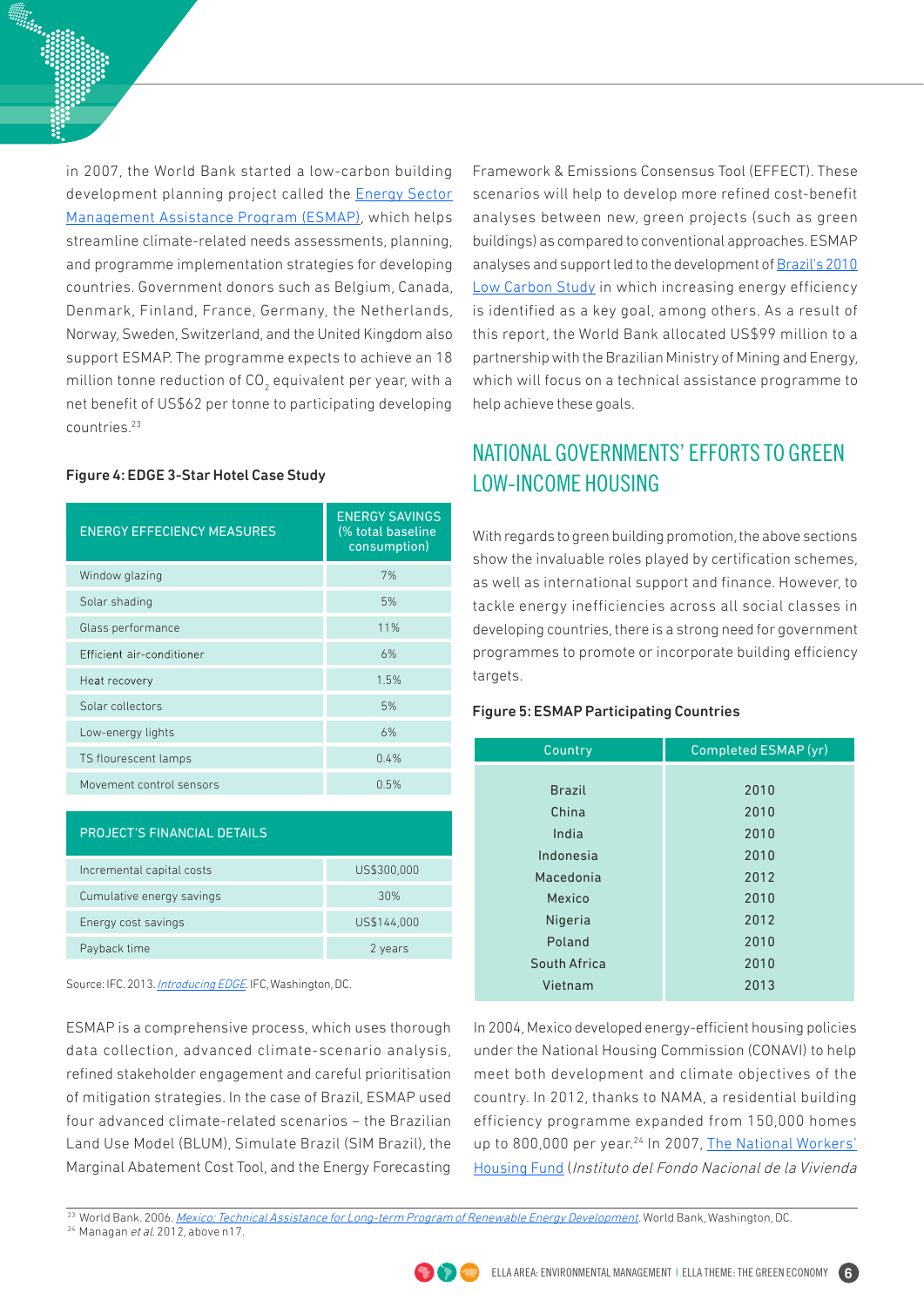in 2007, the World Bank started a low-carbon building development planning project called the Energy Sector Management Assistance Program (ESMAP), which helps streamline climate-related needs assessments, planning, and programme implementation strategies for developing countries. Government donors such as Belgium, Canada, Denmark, Finland, France, Germany, the Netherlands, Norway, Sweden, Switzerland, and the United Kingdom also support ESMAP. The programme expects to achieve an 18 million tonne reduction of $CO_2$ equivalent per year, with a net benefit of US$62 per tonne to participating developing countries.[23]

**Figure 4: EDGE 3-Star Hotel Case Study**

| ENERGY EFFECIENCY MEASURES | ENERGY SAVINGS (% total baseline consumption) |
|---|---|
| Window glazing | 7% |
| Solar shading | 5% |
| Glass performance | 11% |
| Efficient air-conditioner | 6% |
| Heat recovery | 1.5% |
| Solar collectors | 5% |
| Low-energy lights | 6% |
| TS flourescent lamps | 0.4% |
| Movement control sensors | 0.5% |

| PROJECT'S FINANCIAL DETAILS | |
|---|---|
| Incremental capital costs | US$300,000 |
| Cumulative energy savings | 30% |
| Energy cost savings | US$144,000 |
| Payback time | 2 years |

Source: IFC. 2013. *Introducing EDGE*. IFC, Washington, DC.

ESMAP is a comprehensive process, which uses thorough data collection, advanced climate-scenario analysis, refined stakeholder engagement and careful prioritisation of mitigation strategies. In the case of Brazil, ESMAP used four advanced climate-related scenarios – the Brazilian Land Use Model (BLUM), Simulate Brazil (SIM Brazil), the Marginal Abatement Cost Tool, and the Energy Forecasting Framework & Emissions Consensus Tool (EFFECT). These scenarios will help to develop more refined cost-benefit analyses between new, green projects (such as green buildings) as compared to conventional approaches. ESMAP analyses and support led to the development of Brazil's 2010 Low Carbon Study in which increasing energy efficiency is identified as a key goal, among others. As a result of this report, the World Bank allocated US$99 million to a partnership with the Brazilian Ministry of Mining and Energy, which will focus on a technical assistance programme to help achieve these goals.

## NATIONAL GOVERNMENTS' EFFORTS TO GREEN LOW-INCOME HOUSING

With regards to green building promotion, the above sections show the invaluable roles played by certification schemes, as well as international support and finance. However, to tackle energy inefficiencies across all social classes in developing countries, there is a strong need for government programmes to promote or incorporate building efficiency targets.

**Figure 5: ESMAP Participating Countries**

| Country | Completed ESMAP (yr) |
|---|---|
| Brazil | 2010 |
| China | 2010 |
| India | 2010 |
| Indonesia | 2010 |
| Macedonia | 2012 |
| Mexico | 2010 |
| Nigeria | 2012 |
| Poland | 2010 |
| South Africa | 2010 |
| Vietnam | 2013 |

In 2004, Mexico developed energy-efficient housing policies under the National Housing Commission (CONAVI) to help meet both development and climate objectives of the country. In 2012, thanks to NAMA, a residential building efficiency programme expanded from 150,000 homes up to 800,000 per year.[24] In 2007, The National Workers' Housing Fund (*Instituto del Fondo Nacional de la Vivienda*

[23] World Bank. 2006. *Mexico: Technical Assistance for Long-term Program of Renewable Energy Development*. World Bank, Washington, DC.
[24] Managan *et al.* 2012, above n17.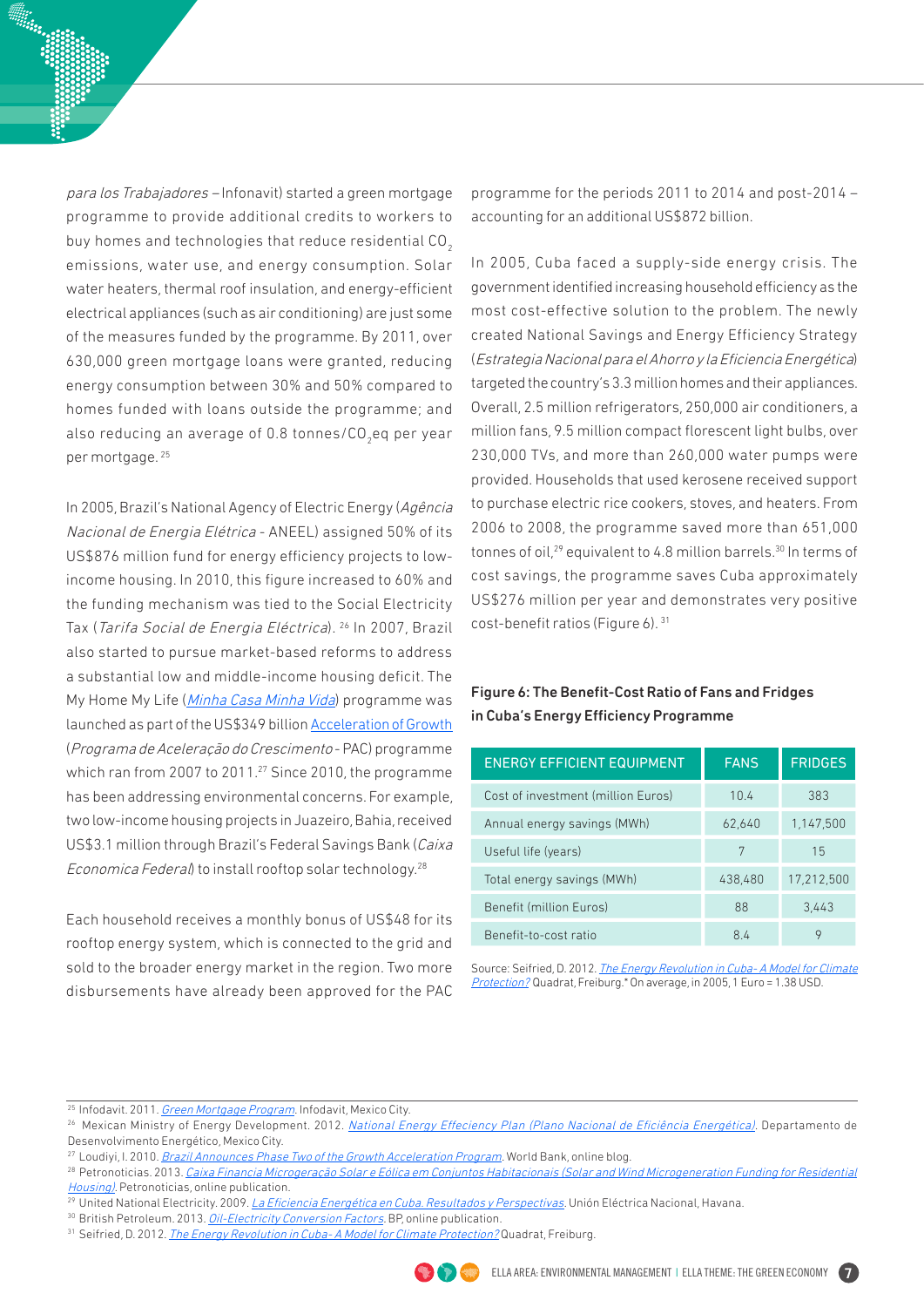*para los Trabajadores* – Infonavit) started a green mortgage programme to provide additional credits to workers to buy homes and technologies that reduce residential $CO_2$ emissions, water use, and energy consumption. Solar water heaters, thermal roof insulation, and energy-efficient electrical appliances (such as air conditioning) are just some of the measures funded by the programme. By 2011, over 630,000 green mortgage loans were granted, reducing energy consumption between 30% and 50% compared to homes funded with loans outside the programme; and also reducing an average of 0.8 tonnes/$CO_2$eq per year per mortgage. [25]

In 2005, Brazil's National Agency of Electric Energy (*Agência Nacional de Energia Elétrica* - ANEEL) assigned 50% of its US$876 million fund for energy efficiency projects to low-income housing. In 2010, this figure increased to 60% and the funding mechanism was tied to the Social Electricity Tax (*Tarifa Social de Energia Eléctrica*). [26] In 2007, Brazil also started to pursue market-based reforms to address a substantial low and middle-income housing deficit. The My Home My Life (*Minha Casa Minha Vida*) programme was launched as part of the US$349 billion Acceleration of Growth (*Programa de Aceleração do Crescimento* - PAC) programme which ran from 2007 to 2011.[27] Since 2010, the programme has been addressing environmental concerns. For example, two low-income housing projects in Juazeiro, Bahia, received US$3.1 million through Brazil's Federal Savings Bank (*Caixa Economica Federal*) to install rooftop solar technology.[28]

Each household receives a monthly bonus of US$48 for its rooftop energy system, which is connected to the grid and sold to the broader energy market in the region. Two more disbursements have already been approved for the PAC programme for the periods 2011 to 2014 and post-2014 – accounting for an additional US$872 billion.

In 2005, Cuba faced a supply-side energy crisis. The government identified increasing household efficiency as the most cost-effective solution to the problem. The newly created National Savings and Energy Efficiency Strategy (*Estrategia Nacional para el Ahorro y la Eficiencia Energética*) targeted the country's 3.3 million homes and their appliances. Overall, 2.5 million refrigerators, 250,000 air conditioners, a million fans, 9.5 million compact florescent light bulbs, over 230,000 TVs, and more than 260,000 water pumps were provided. Households that used kerosene received support to purchase electric rice cookers, stoves, and heaters. From 2006 to 2008, the programme saved more than 651,000 tonnes of oil,[29] equivalent to 4.8 million barrels.[30] In terms of cost savings, the programme saves Cuba approximately US$276 million per year and demonstrates very positive cost-benefit ratios (Figure 6). [31]

**Figure 6: The Benefit-Cost Ratio of Fans and Fridges in Cuba's Energy Efficiency Programme**

| ENERGY EFFICIENT EQUIPMENT | FANS | FRIDGES |
|---|---|---|
| Cost of investment (million Euros) | 10.4 | 383 |
| Annual energy savings (MWh) | 62,640 | 1,147,500 |
| Useful life (years) | 7 | 15 |
| Total energy savings (MWh) | 438,480 | 17,212,500 |
| Benefit (million Euros) | 88 | 3,443 |
| Benefit-to-cost ratio | 8.4 | 9 |

Source: Seifried, D. 2012. *The Energy Revolution in Cuba- A Model for Climate Protection?* Quadrat, Freiburg.* On average, in 2005, 1 Euro = 1.38 USD.

---

[25] Infodavit. 2011. *Green Mortgage Program*. Infodavit, Mexico City.

[26] Mexican Ministry of Energy Development. 2012. *National Energy Effeciency Plan (Plano Nacional de Eficiência Energética)*. Departamento de Desenvolvimento Energético, Mexico City.

[27] Loudiyi, I. 2010. *Brazil Announces Phase Two of the Growth Acceleration Program*. World Bank, online blog.

[28] Petronoticias. 2013. *Caixa Financia Microgeração Solar e Eólica em Conjuntos Habitacionais (Solar and Wind Microgeneration Funding for Residential Housing)*. Petronoticias, online publication.

[29] United National Electricity. 2009. *La Eficiencia Energética en Cuba. Resultados y Perspectivas*. Unión Eléctrica Nacional, Havana.

[30] British Petroleum. 2013. *Oil-Electricity Conversion Factors*. BP, online publication.

[31] Seifried, D. 2012. *The Energy Revolution in Cuba- A Model for Climate Protection?* Quadrat, Freiburg.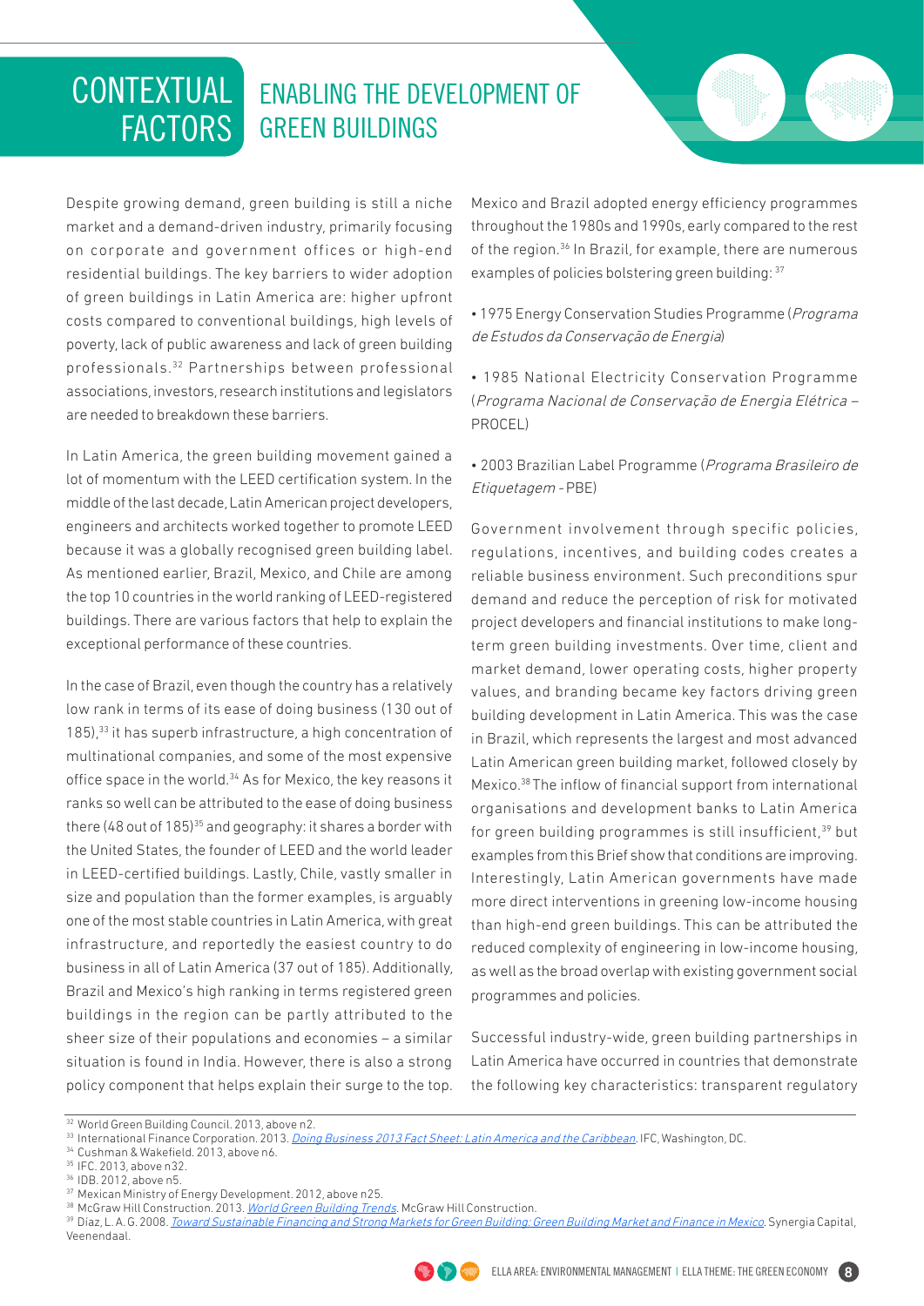# CONTEXTUAL FACTORS

## ENABLING THE DEVELOPMENT OF GREEN BUILDINGS

Despite growing demand, green building is still a niche market and a demand-driven industry, primarily focusing on corporate and government offices or high-end residential buildings. The key barriers to wider adoption of green buildings in Latin America are: higher upfront costs compared to conventional buildings, high levels of poverty, lack of public awareness and lack of green building professionals.[32] Partnerships between professional associations, investors, research institutions and legislators are needed to breakdown these barriers.

In Latin America, the green building movement gained a lot of momentum with the LEED certification system. In the middle of the last decade, Latin American project developers, engineers and architects worked together to promote LEED because it was a globally recognised green building label. As mentioned earlier, Brazil, Mexico, and Chile are among the top 10 countries in the world ranking of LEED-registered buildings. There are various factors that help to explain the exceptional performance of these countries.

In the case of Brazil, even though the country has a relatively low rank in terms of its ease of doing business (130 out of 185),[33] it has superb infrastructure, a high concentration of multinational companies, and some of the most expensive office space in the world.[34] As for Mexico, the key reasons it ranks so well can be attributed to the ease of doing business there (48 out of 185)[35] and geography: it shares a border with the United States, the founder of LEED and the world leader in LEED-certified buildings. Lastly, Chile, vastly smaller in size and population than the former examples, is arguably one of the most stable countries in Latin America, with great infrastructure, and reportedly the easiest country to do business in all of Latin America (37 out of 185). Additionally, Brazil and Mexico's high ranking in terms registered green buildings in the region can be partly attributed to the sheer size of their populations and economies – a similar situation is found in India. However, there is also a strong policy component that helps explain their surge to the top. Mexico and Brazil adopted energy efficiency programmes throughout the 1980s and 1990s, early compared to the rest of the region.[36] In Brazil, for example, there are numerous examples of policies bolstering green building:[37]

- 1975 Energy Conservation Studies Programme (*Programa de Estudos da Conservação de Energia*)
- 1985 National Electricity Conservation Programme (*Programa Nacional de Conservação de Energia Elétrica* – PROCEL)
- 2003 Brazilian Label Programme (*Programa Brasileiro de Etiquetagem* - PBE)

Government involvement through specific policies, regulations, incentives, and building codes creates a reliable business environment. Such preconditions spur demand and reduce the perception of risk for motivated project developers and financial institutions to make long-term green building investments. Over time, client and market demand, lower operating costs, higher property values, and branding became key factors driving green building development in Latin America. This was the case in Brazil, which represents the largest and most advanced Latin American green building market, followed closely by Mexico.[38] The inflow of financial support from international organisations and development banks to Latin America for green building programmes is still insufficient,[39] but examples from this Brief show that conditions are improving. Interestingly, Latin American governments have made more direct interventions in greening low-income housing than high-end green buildings. This can be attributed the reduced complexity of engineering in low-income housing, as well as the broad overlap with existing government social programmes and policies.

Successful industry-wide, green building partnerships in Latin America have occurred in countries that demonstrate the following key characteristics: transparent regulatory

---

[32] World Green Building Council. 2013, above n2.
[33] International Finance Corporation. 2013. *Doing Business 2013 Fact Sheet: Latin America and the Caribbean*. IFC, Washington, DC.
[34] Cushman & Wakefield. 2013, above n6.
[35] IFC. 2013, above n32.
[36] IDB. 2012, above n5.
[37] Mexican Ministry of Energy Development. 2012, above n25.
[38] McGraw Hill Construction. 2013. *World Green Building Trends*. McGraw Hill Construction.
[39] Díaz, L. A. G. 2008. *Toward Sustainable Financing and Strong Markets for Green Building: Green Building Market and Finance in Mexico*. Synergia Capital, Veenendaal.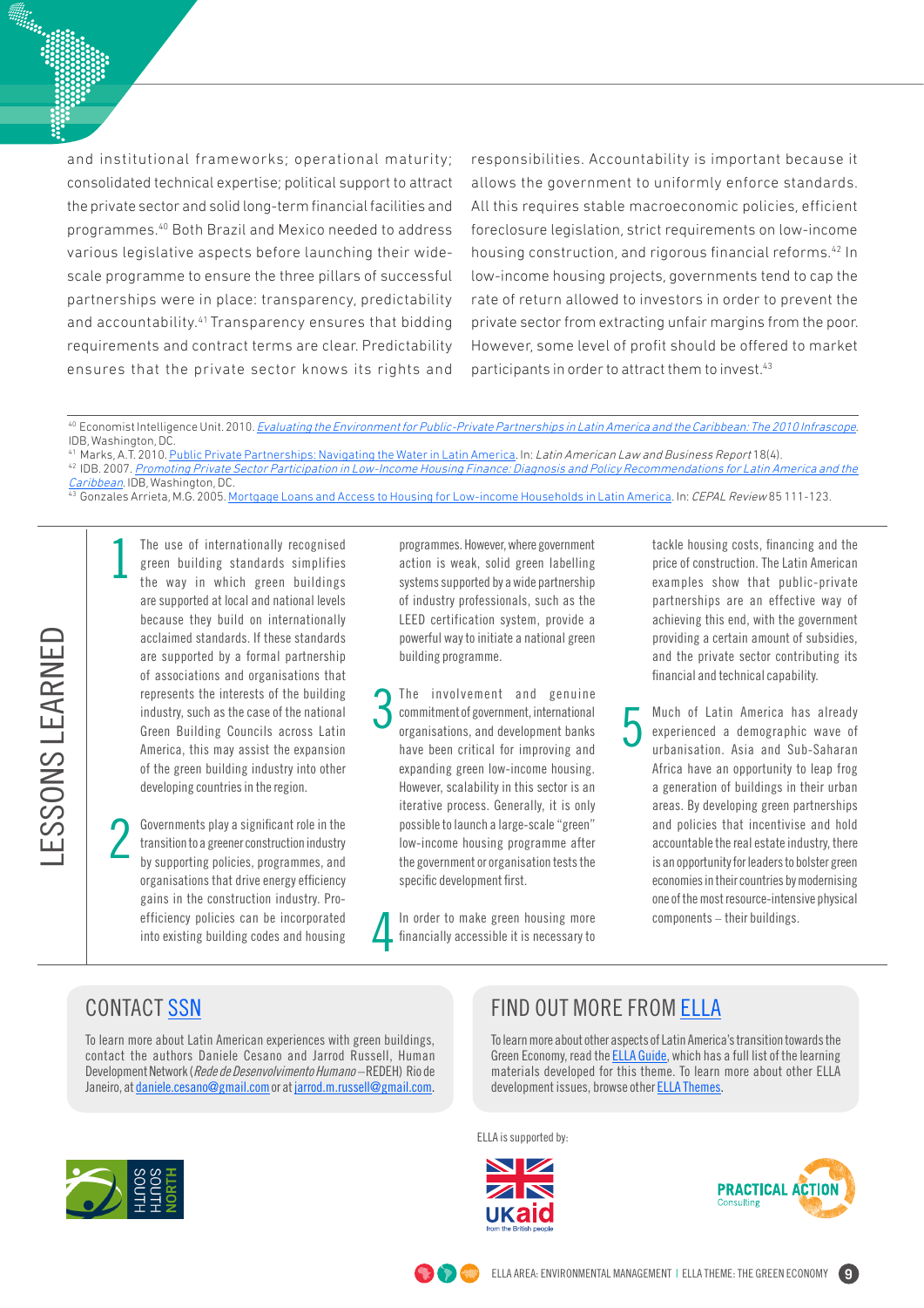and institutional frameworks; operational maturity; consolidated technical expertise; political support to attract the private sector and solid long-term financial facilities and programmes.[40] Both Brazil and Mexico needed to address various legislative aspects before launching their wide-scale programme to ensure the three pillars of successful partnerships were in place: transparency, predictability and accountability.[41] Transparency ensures that bidding requirements and contract terms are clear. Predictability ensures that the private sector knows its rights and responsibilities. Accountability is important because it allows the government to uniformly enforce standards. All this requires stable macroeconomic policies, efficient foreclosure legislation, strict requirements on low-income housing construction, and rigorous financial reforms.[42] In low-income housing projects, governments tend to cap the rate of return allowed to investors in order to prevent the private sector from extracting unfair margins from the poor. However, some level of profit should be offered to market participants in order to attract them to invest.[43]

[40] Economist Intelligence Unit. 2010. *Evaluating the Environment for Public-Private Partnerships in Latin America and the Caribbean: The 2010 Infrascope*. IDB, Washington, DC.
[41] Marks, A.T. 2010. Public Private Partnerships: Navigating the Water in Latin America. In: *Latin American Law and Business Report* 18(4).
[42] IDB. 2007. *Promoting Private Sector Participation in Low-Income Housing Finance: Diagnosis and Policy Recommendations for Latin America and the Caribbean*. IDB, Washington, DC.
[43] Gonzales Arrieta, M.G. 2005. Mortgage Loans and Access to Housing for Low-income Households in Latin America. In: *CEPAL Review* 85 111-123.

## LESSONS LEARNED

1. The use of internationally recognised green building standards simplifies the way in which green buildings are supported at local and national levels because they build on internationally acclaimed standards. If these standards are supported by a formal partnership of associations and organisations that represents the interests of the building industry, such as the case of the national Green Building Councils across Latin America, this may assist the expansion of the green building industry into other developing countries in the region.

2. Governments play a significant role in the transition to a greener construction industry by supporting policies, programmes, and organisations that drive energy efficiency gains in the construction industry. Pro-efficiency policies can be incorporated into existing building codes and housing programmes. However, where government action is weak, solid green labelling systems supported by a wide partnership of industry professionals, such as the LEED certification system, provide a powerful way to initiate a national green building programme.

3. The involvement and genuine commitment of government, international organisations, and development banks have been critical for improving and expanding green low-income housing. However, scalability in this sector is an iterative process. Generally, it is only possible to launch a large-scale "green" low-income housing programme after the government or organisation tests the specific development first.

4. In order to make green housing more financially accessible it is necessary to tackle housing costs, financing and the price of construction. The Latin American examples show that public-private partnerships are an effective way of achieving this end, with the government providing a certain amount of subsidies, and the private sector contributing its financial and technical capability.

5. Much of Latin America has already experienced a demographic wave of urbanisation. Asia and Sub-Saharan Africa have an opportunity to leap frog a generation of buildings in their urban areas. By developing green partnerships and policies that incentivise and hold accountable the real estate industry, there is an opportunity for leaders to bolster green economies in their countries by modernising one of the most resource-intensive physical components – their buildings.

## CONTACT SSN

To learn more about Latin American experiences with green buildings, contact the authors Daniele Cesano and Jarrod Russell, Human Development Network (*Rede de Desenvolvimento Humano* – REDEH) Rio de Janeiro, at daniele.cesano@gmail.com or at jarrod.m.russell@gmail.com.

## FIND OUT MORE FROM ELLA

To learn more about other aspects of Latin America's transition towards the Green Economy, read the ELLA Guide, which has a full list of the learning materials developed for this theme. To learn more about other ELLA development issues, browse other ELLA Themes.

ELLA is supported by: